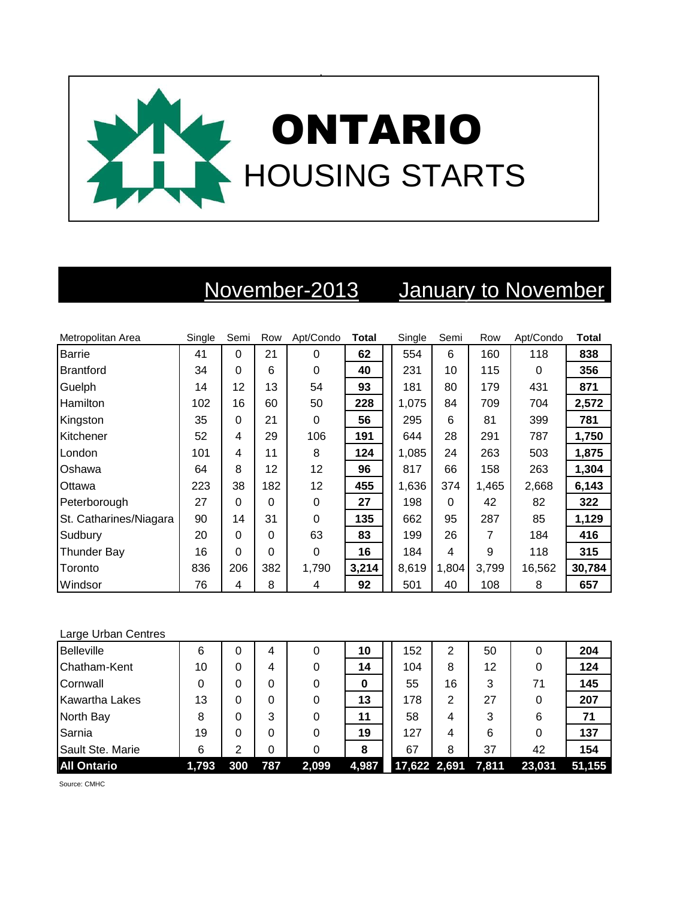# ONTARIO
## HOUSING STARTS

| | November-2013 | | | | | January to November | | | | |
|---|---|---|---|---|---|---|---|---|---|---|
| Metropolitan Area | Single | Semi | Row | Apt/Condo | **Total** | Single | Semi | Row | Apt/Condo | **Total** |
| Barrie | 41 | 0 | 21 | 0 | **62** | 554 | 6 | 160 | 118 | **838** |
| Brantford | 34 | 0 | 6 | 0 | **40** | 231 | 10 | 115 | 0 | **356** |
| Guelph | 14 | 12 | 13 | 54 | **93** | 181 | 80 | 179 | 431 | **871** |
| Hamilton | 102 | 16 | 60 | 50 | **228** | 1,075 | 84 | 709 | 704 | **2,572** |
| Kingston | 35 | 0 | 21 | 0 | **56** | 295 | 6 | 81 | 399 | **781** |
| Kitchener | 52 | 4 | 29 | 106 | **191** | 644 | 28 | 291 | 787 | **1,750** |
| London | 101 | 4 | 11 | 8 | **124** | 1,085 | 24 | 263 | 503 | **1,875** |
| Oshawa | 64 | 8 | 12 | 12 | **96** | 817 | 66 | 158 | 263 | **1,304** |
| Ottawa | 223 | 38 | 182 | 12 | **455** | 1,636 | 374 | 1,465 | 2,668 | **6,143** |
| Peterborough | 27 | 0 | 0 | 0 | **27** | 198 | 0 | 42 | 82 | **322** |
| St. Catharines/Niagara | 90 | 14 | 31 | 0 | **135** | 662 | 95 | 287 | 85 | **1,129** |
| Sudbury | 20 | 0 | 0 | 63 | **83** | 199 | 26 | 7 | 184 | **416** |
| Thunder Bay | 16 | 0 | 0 | 0 | **16** | 184 | 4 | 9 | 118 | **315** |
| Toronto | 836 | 206 | 382 | 1,790 | **3,214** | 8,619 | 1,804 | 3,799 | 16,562 | **30,784** |
| Windsor | 76 | 4 | 8 | 4 | **92** | 501 | 40 | 108 | 8 | **657** |
| Large Urban Centres | | | | | | | | | | |
| Belleville | 6 | 0 | 4 | 0 | **10** | 152 | 2 | 50 | 0 | **204** |
| Chatham-Kent | 10 | 0 | 4 | 0 | **14** | 104 | 8 | 12 | 0 | **124** |
| Cornwall | 0 | 0 | 0 | 0 | **0** | 55 | 16 | 3 | 71 | **145** |
| Kawartha Lakes | 13 | 0 | 0 | 0 | **13** | 178 | 2 | 27 | 0 | **207** |
| North Bay | 8 | 0 | 3 | 0 | **11** | 58 | 4 | 3 | 6 | **71** |
| Sarnia | 19 | 0 | 0 | 0 | **19** | 127 | 4 | 6 | 0 | **137** |
| Sault Ste. Marie | 6 | 2 | 0 | 0 | **8** | 67 | 8 | 37 | 42 | **154** |
| **All Ontario** | **1,793** | **300** | **787** | **2,099** | **4,987** | **17,622** | **2,691** | **7,811** | **23,031** | **51,155** |

Source: CMHC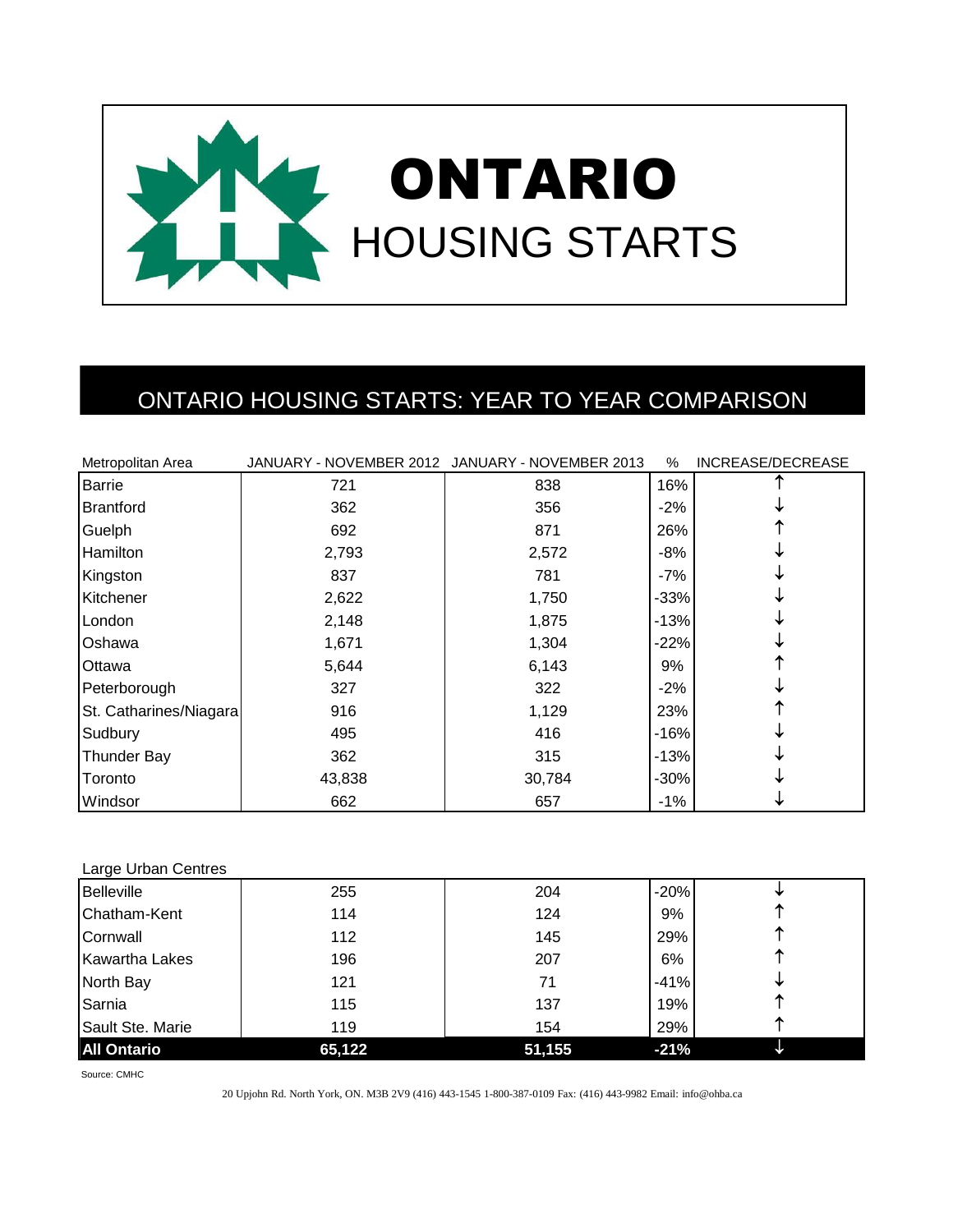# ONTARIO HOUSING STARTS

## ONTARIO HOUSING STARTS: YEAR TO YEAR COMPARISON

| Metropolitan Area | JANUARY - NOVEMBER 2012 | JANUARY - NOVEMBER 2013 | % | INCREASE/DECREASE |
|---|---|---|---|---|
| Barrie | 721 | 838 | 16% | ↑ |
| Brantford | 362 | 356 | -2% | ↓ |
| Guelph | 692 | 871 | 26% | ↑ |
| Hamilton | 2,793 | 2,572 | -8% | ↓ |
| Kingston | 837 | 781 | -7% | ↓ |
| Kitchener | 2,622 | 1,750 | -33% | ↓ |
| London | 2,148 | 1,875 | -13% | ↓ |
| Oshawa | 1,671 | 1,304 | -22% | ↓ |
| Ottawa | 5,644 | 6,143 | 9% | ↑ |
| Peterborough | 327 | 322 | -2% | ↓ |
| St. Catharines/Niagara | 916 | 1,129 | 23% | ↑ |
| Sudbury | 495 | 416 | -16% | ↓ |
| Thunder Bay | 362 | 315 | -13% | ↓ |
| Toronto | 43,838 | 30,784 | -30% | ↓ |
| Windsor | 662 | 657 | -1% | ↓ |
| **Large Urban Centres** | | | | |
| Belleville | 255 | 204 | -20% | ↓ |
| Chatham-Kent | 114 | 124 | 9% | ↑ |
| Cornwall | 112 | 145 | 29% | ↑ |
| Kawartha Lakes | 196 | 207 | 6% | ↑ |
| North Bay | 121 | 71 | -41% | ↓ |
| Sarnia | 115 | 137 | 19% | ↑ |
| Sault Ste. Marie | 119 | 154 | 29% | ↑ |
| **All Ontario** | **65,122** | **51,155** | **-21%** | **↓** |

Source: CMHC

20 Upjohn Rd. North York, ON. M3B 2V9 (416) 443-1545 1-800-387-0109 Fax: (416) 443-9982 Email: info@ohba.ca